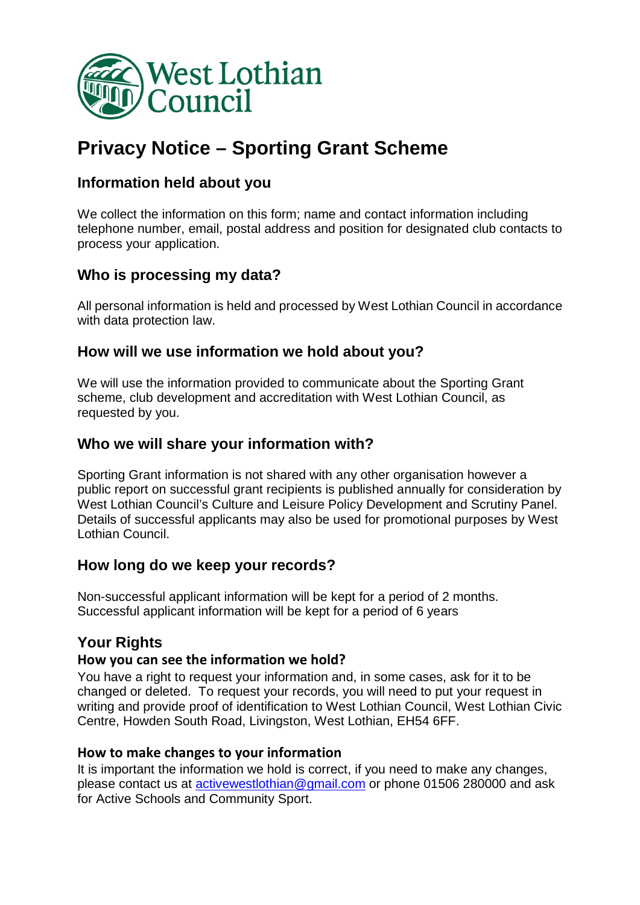West Lothian Council

# Privacy Notice – Sporting Grant Scheme

## Information held about you

We collect the information on this form; name and contact information including telephone number, email, postal address and position for designated club contacts to process your application.

## Who is processing my data?

All personal information is held and processed by West Lothian Council in accordance with data protection law.

## How will we use information we hold about you?

We will use the information provided to communicate about the Sporting Grant scheme, club development and accreditation with West Lothian Council, as requested by you.

## Who we will share your information with?

Sporting Grant information is not shared with any other organisation however a public report on successful grant recipients is published annually for consideration by West Lothian Council's Culture and Leisure Policy Development and Scrutiny Panel. Details of successful applicants may also be used for promotional purposes by West Lothian Council.

## How long do we keep your records?

Non-successful applicant information will be kept for a period of 2 months.
Successful applicant information will be kept for a period of 6 years

## Your Rights

### How you can see the information we hold?

You have a right to request your information and, in some cases, ask for it to be changed or deleted. To request your records, you will need to put your request in writing and provide proof of identification to West Lothian Council, West Lothian Civic Centre, Howden South Road, Livingston, West Lothian, EH54 6FF.

### How to make changes to your information

It is important the information we hold is correct, if you need to make any changes, please contact us at activewestlothian@gmail.com or phone 01506 280000 and ask for Active Schools and Community Sport.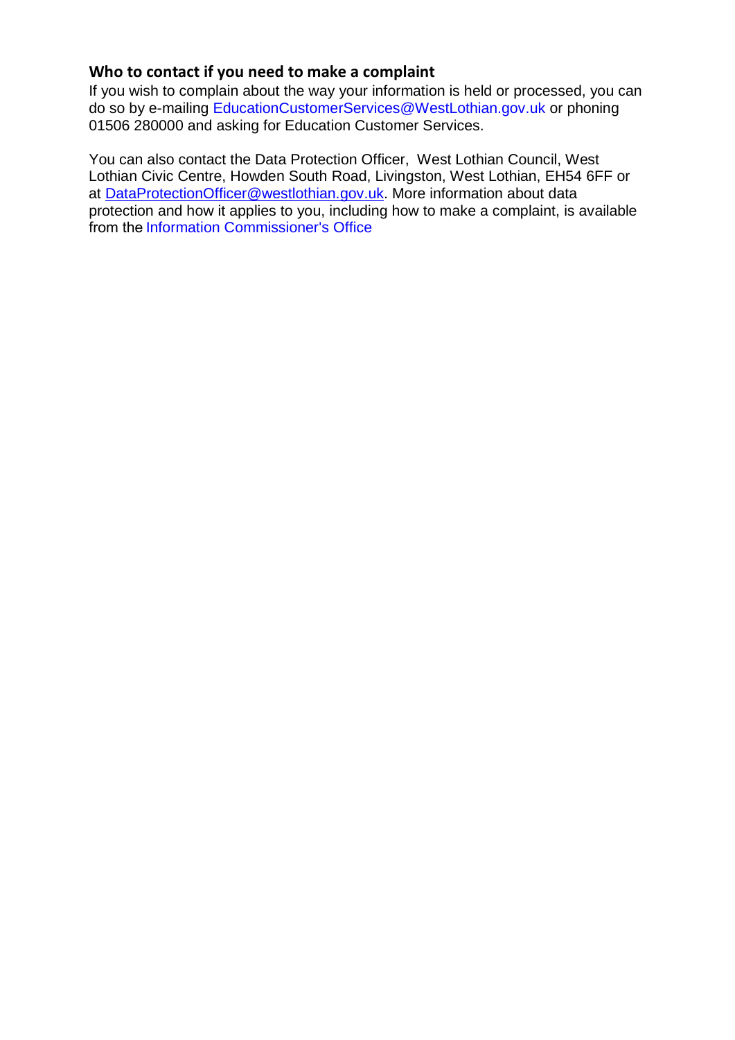## Who to contact if you need to make a complaint

If you wish to complain about the way your information is held or processed, you can do so by e-mailing EducationCustomerServices@WestLothian.gov.uk or phoning 01506 280000 and asking for Education Customer Services.

You can also contact the Data Protection Officer, West Lothian Council, West Lothian Civic Centre, Howden South Road, Livingston, West Lothian, EH54 6FF or at DataProtectionOfficer@westlothian.gov.uk. More information about data protection and how it applies to you, including how to make a complaint, is available from the Information Commissioner's Office